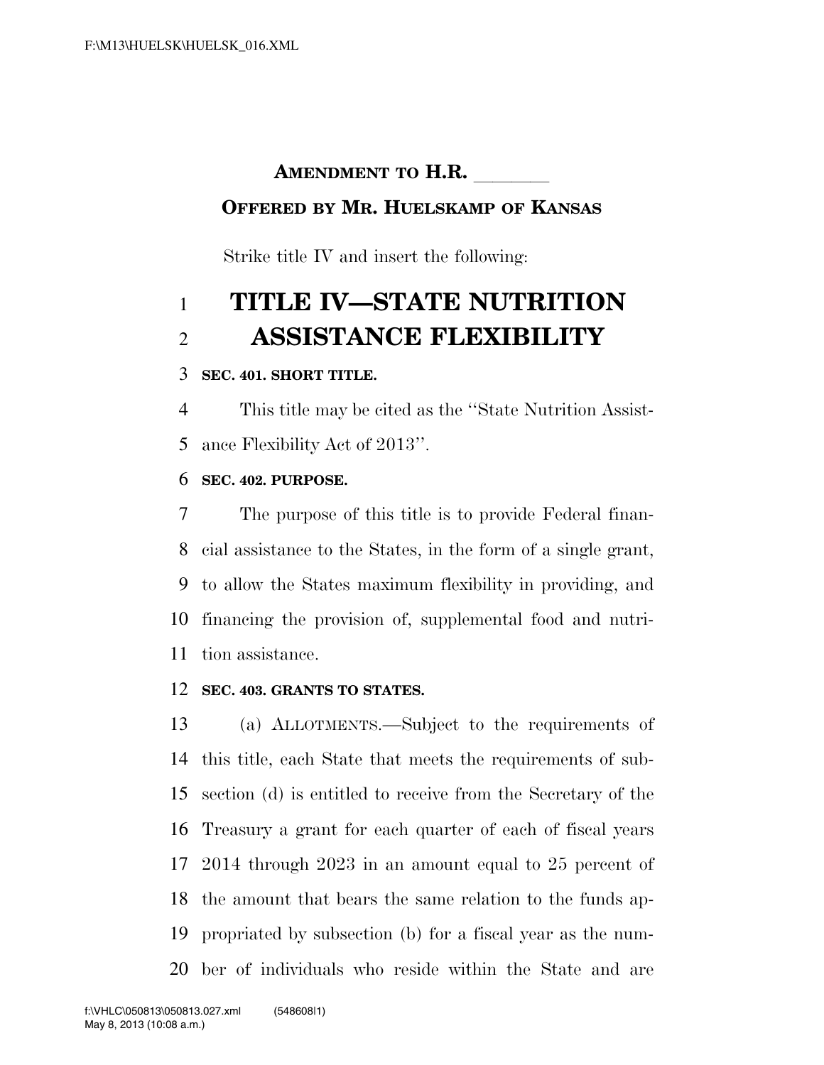**AMENDMENT TO H.R. \_\_\_\_\_\_\_\_**

**OFFERED BY MR. HUELSKAMP OF KANSAS**

Strike title IV and insert the following:

# TITLE IV—STATE NUTRITION ASSISTANCE FLEXIBILITY

**SEC. 401. SHORT TITLE.**

This title may be cited as the ''State Nutrition Assistance Flexibility Act of 2013''.

**SEC. 402. PURPOSE.**

The purpose of this title is to provide Federal financial assistance to the States, in the form of a single grant, to allow the States maximum flexibility in providing, and financing the provision of, supplemental food and nutrition assistance.

**SEC. 403. GRANTS TO STATES.**

(a) ALLOTMENTS.—Subject to the requirements of this title, each State that meets the requirements of subsection (d) is entitled to receive from the Secretary of the Treasury a grant for each quarter of each of fiscal years 2014 through 2023 in an amount equal to 25 percent of the amount that bears the same relation to the funds appropriated by subsection (b) for a fiscal year as the number of individuals who reside within the State and are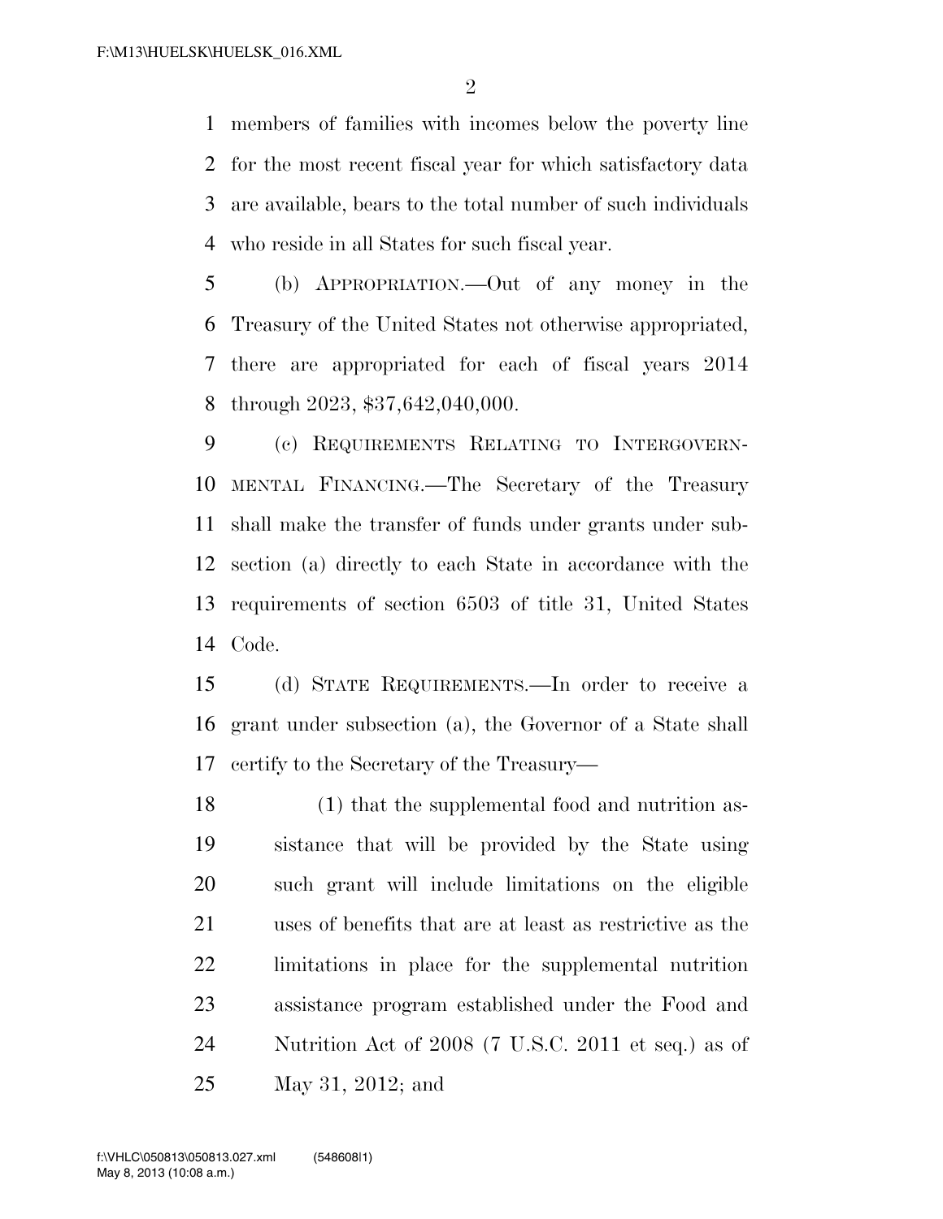members of families with incomes below the poverty line for the most recent fiscal year for which satisfactory data are available, bears to the total number of such individuals who reside in all States for such fiscal year.

(b) APPROPRIATION.—Out of any money in the Treasury of the United States not otherwise appropriated, there are appropriated for each of fiscal years 2014 through 2023, $37,642,040,000.

(c) REQUIREMENTS RELATING TO INTERGOVERNMENTAL FINANCING.—The Secretary of the Treasury shall make the transfer of funds under grants under subsection (a) directly to each State in accordance with the requirements of section 6503 of title 31, United States Code.

(d) STATE REQUIREMENTS.—In order to receive a grant under subsection (a), the Governor of a State shall certify to the Secretary of the Treasury—

(1) that the supplemental food and nutrition assistance that will be provided by the State using such grant will include limitations on the eligible uses of benefits that are at least as restrictive as the limitations in place for the supplemental nutrition assistance program established under the Food and Nutrition Act of 2008 (7 U.S.C. 2011 et seq.) as of May 31, 2012; and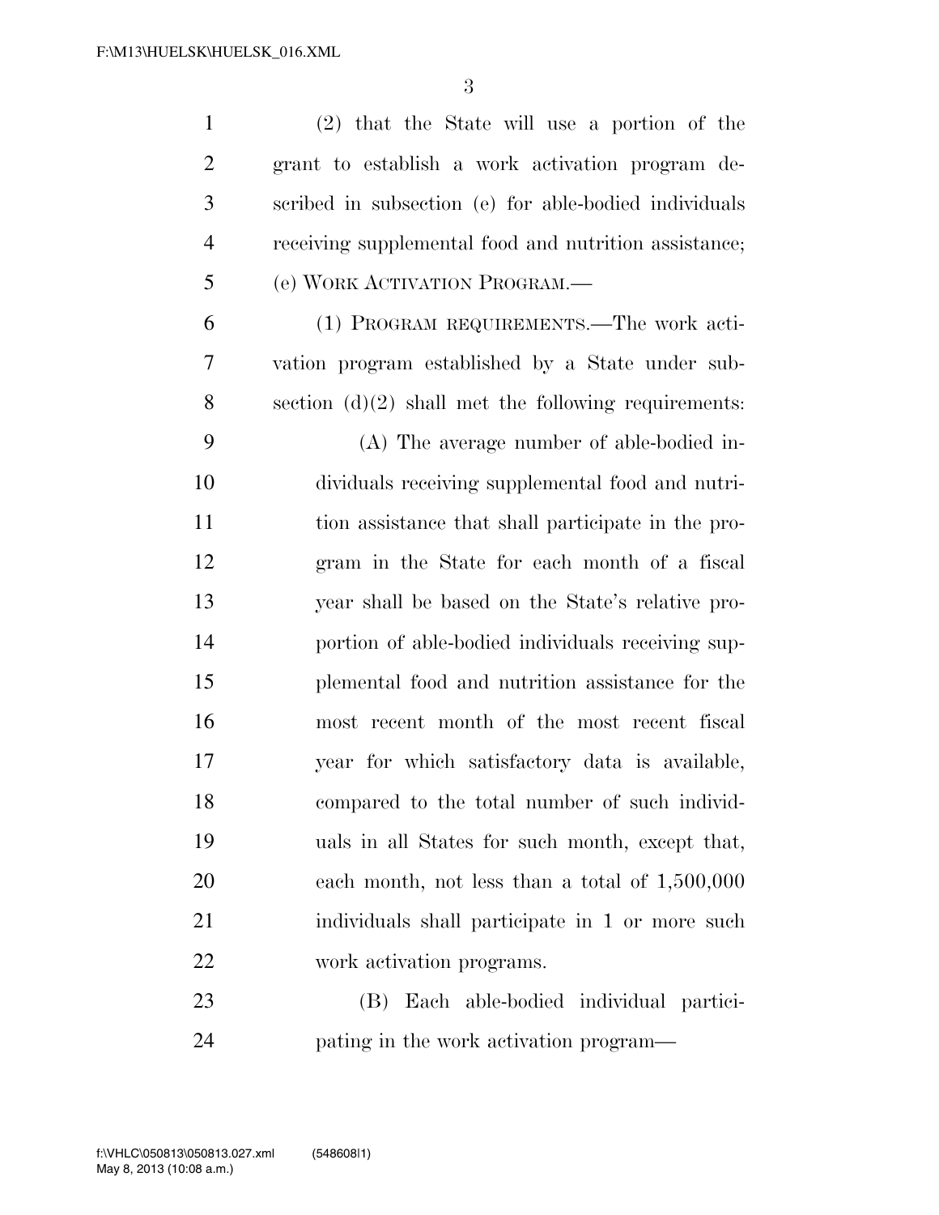(2) that the State will use a portion of the grant to establish a work activation program described in subsection (e) for able-bodied individuals receiving supplemental food and nutrition assistance;

(e) WORK ACTIVATION PROGRAM.—

(1) PROGRAM REQUIREMENTS.—The work activation program established by a State under subsection (d)(2) shall met the following requirements:

(A) The average number of able-bodied individuals receiving supplemental food and nutrition assistance that shall participate in the program in the State for each month of a fiscal year shall be based on the State's relative proportion of able-bodied individuals receiving supplemental food and nutrition assistance for the most recent month of the most recent fiscal year for which satisfactory data is available, compared to the total number of such individuals in all States for such month, except that, each month, not less than a total of 1,500,000 individuals shall participate in 1 or more such work activation programs.

(B) Each able-bodied individual participating in the work activation program—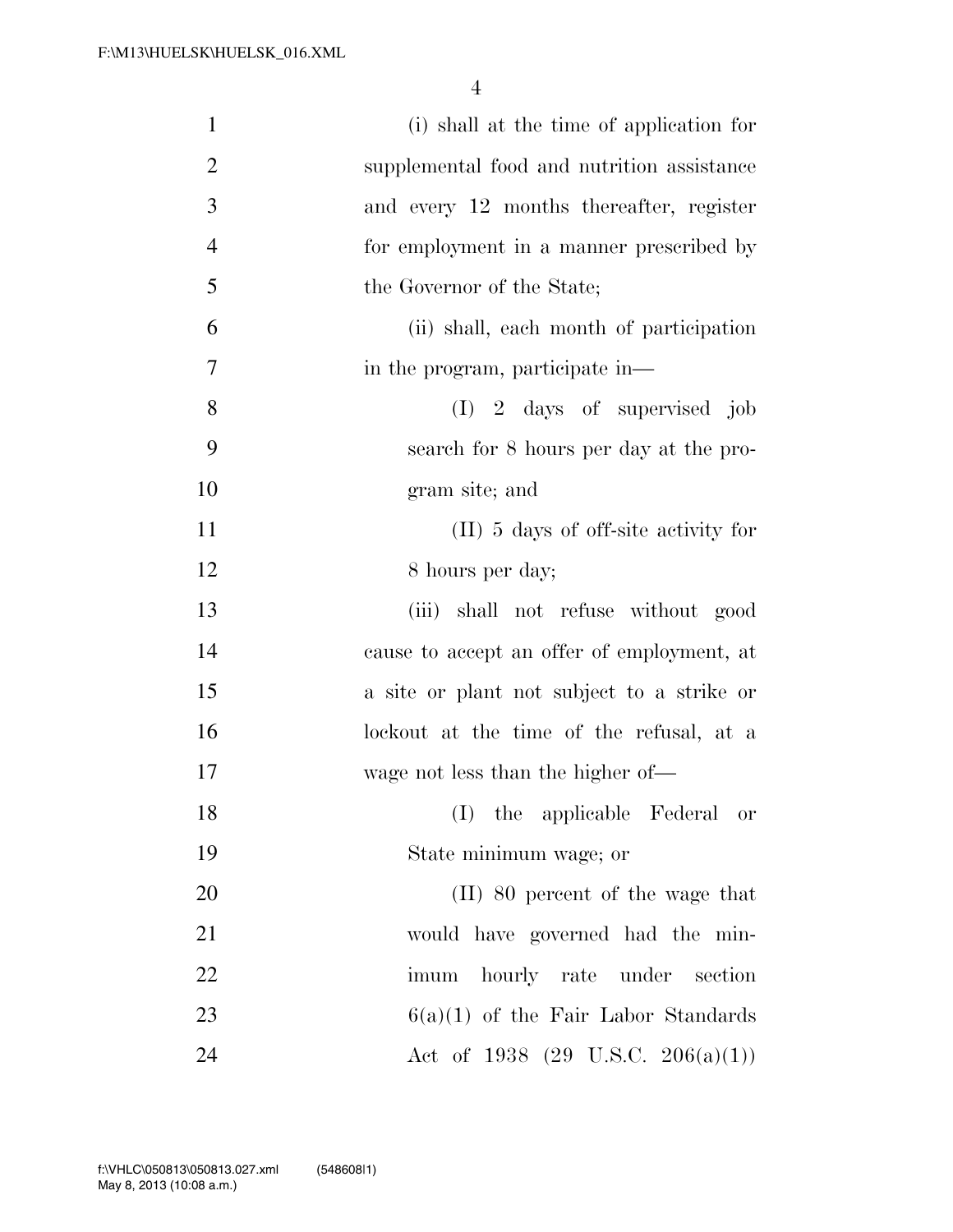(i) shall at the time of application for supplemental food and nutrition assistance and every 12 months thereafter, register for employment in a manner prescribed by the Governor of the State;

(ii) shall, each month of participation in the program, participate in—

(I) 2 days of supervised job search for 8 hours per day at the program site; and

(II) 5 days of off-site activity for 8 hours per day;

(iii) shall not refuse without good cause to accept an offer of employment, at a site or plant not subject to a strike or lockout at the time of the refusal, at a wage not less than the higher of—

(I) the applicable Federal or State minimum wage; or

(II) 80 percent of the wage that would have governed had the minimum hourly rate under section 6(a)(1) of the Fair Labor Standards Act of 1938 (29 U.S.C. 206(a)(1))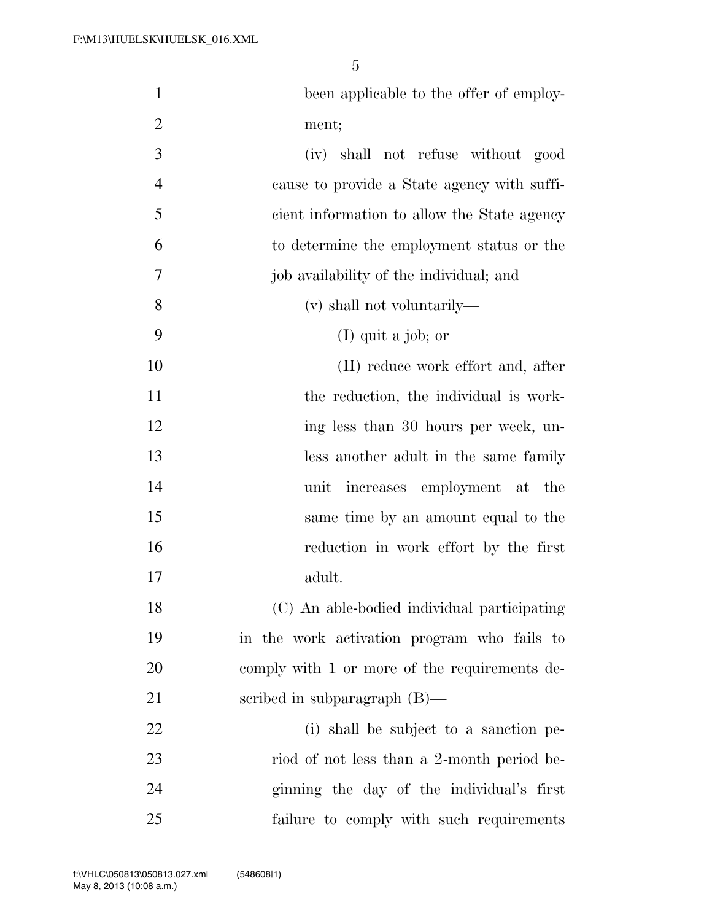been applicable to the offer of employment;

(iv) shall not refuse without good cause to provide a State agency with sufficient information to allow the State agency to determine the employment status or the job availability of the individual; and

(v) shall not voluntarily—

(I) quit a job; or

(II) reduce work effort and, after the reduction, the individual is working less than 30 hours per week, unless another adult in the same family unit increases employment at the same time by an amount equal to the reduction in work effort by the first adult.

(C) An able-bodied individual participating in the work activation program who fails to comply with 1 or more of the requirements described in subparagraph (B)—

(i) shall be subject to a sanction period of not less than a 2-month period beginning the day of the individual's first failure to comply with such requirements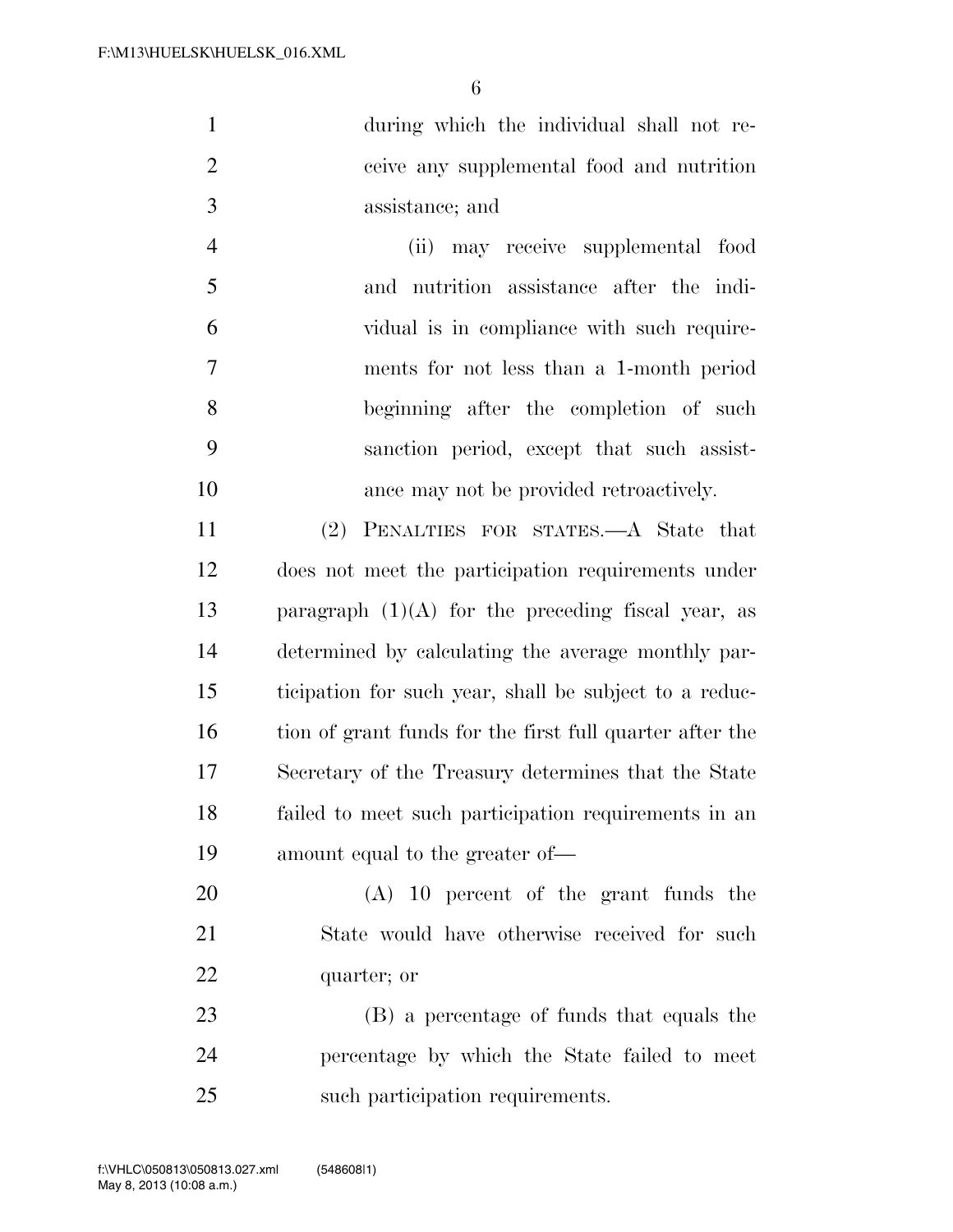during which the individual shall not receive any supplemental food and nutrition assistance; and

(ii) may receive supplemental food and nutrition assistance after the individual is in compliance with such requirements for not less than a 1-month period beginning after the completion of such sanction period, except that such assistance may not be provided retroactively.

(2) PENALTIES FOR STATES.—A State that does not meet the participation requirements under paragraph (1)(A) for the preceding fiscal year, as determined by calculating the average monthly participation for such year, shall be subject to a reduction of grant funds for the first full quarter after the Secretary of the Treasury determines that the State failed to meet such participation requirements in an amount equal to the greater of—

(A) 10 percent of the grant funds the State would have otherwise received for such quarter; or

(B) a percentage of funds that equals the percentage by which the State failed to meet such participation requirements.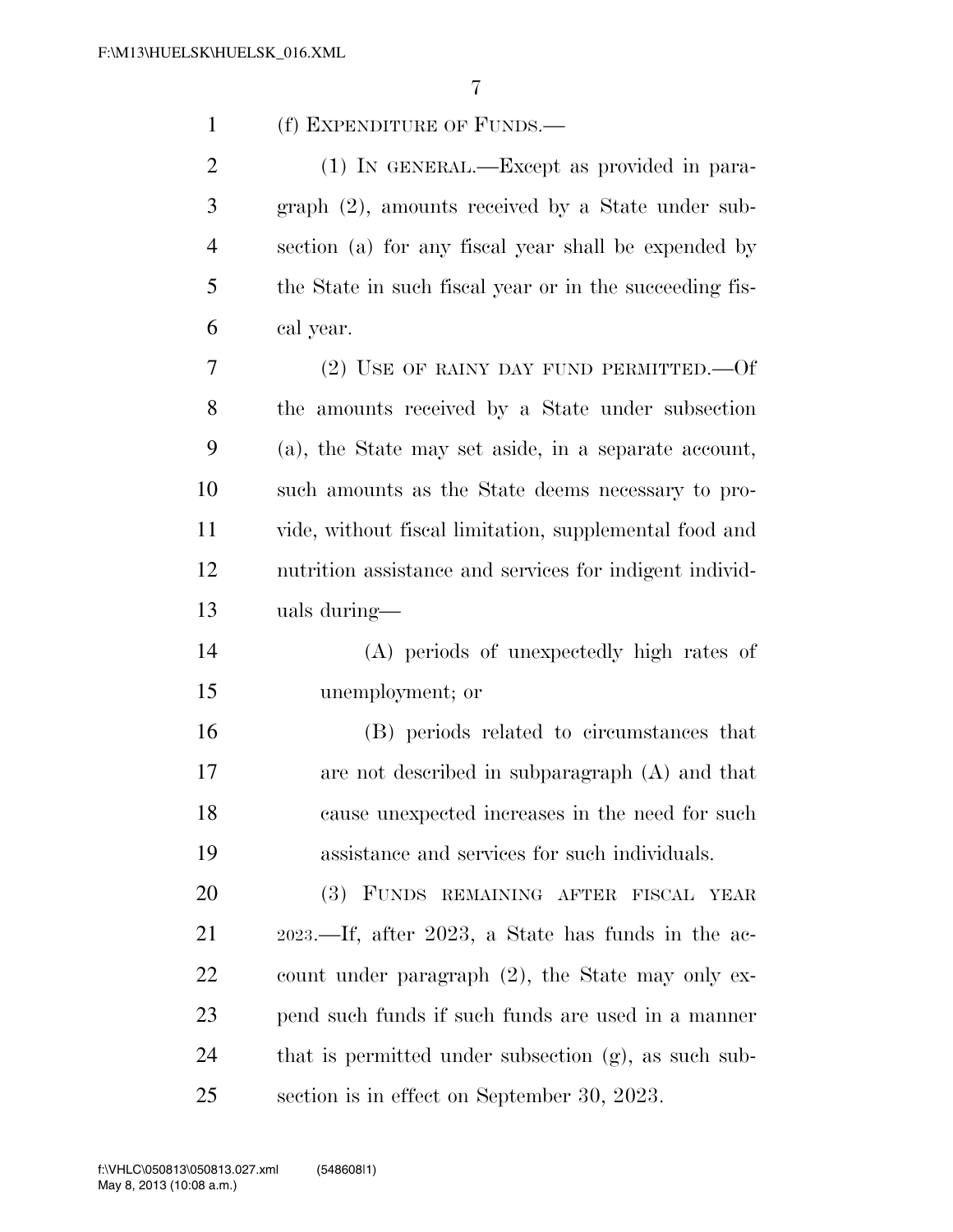(f) EXPENDITURE OF FUNDS.—

(1) IN GENERAL.—Except as provided in paragraph (2), amounts received by a State under subsection (a) for any fiscal year shall be expended by the State in such fiscal year or in the succeeding fiscal year.

(2) USE OF RAINY DAY FUND PERMITTED.—Of the amounts received by a State under subsection (a), the State may set aside, in a separate account, such amounts as the State deems necessary to provide, without fiscal limitation, supplemental food and nutrition assistance and services for indigent individuals during—

(A) periods of unexpectedly high rates of unemployment; or

(B) periods related to circumstances that are not described in subparagraph (A) and that cause unexpected increases in the need for such assistance and services for such individuals.

(3) FUNDS REMAINING AFTER FISCAL YEAR 2023.—If, after 2023, a State has funds in the account under paragraph (2), the State may only expend such funds if such funds are used in a manner that is permitted under subsection (g), as such subsection is in effect on September 30, 2023.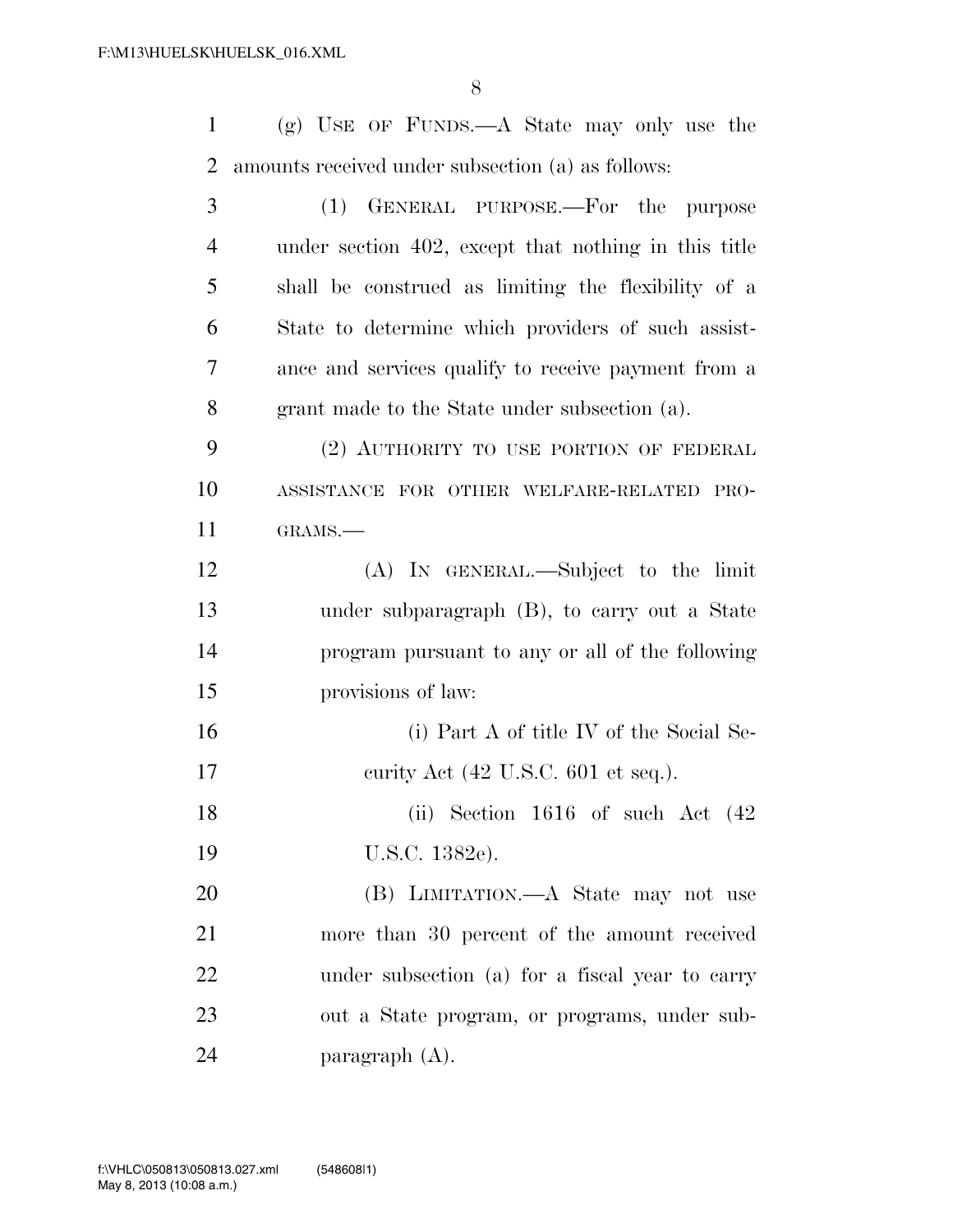(g) USE OF FUNDS.—A State may only use the amounts received under subsection (a) as follows:

(1) GENERAL PURPOSE.—For the purpose under section 402, except that nothing in this title shall be construed as limiting the flexibility of a State to determine which providers of such assistance and services qualify to receive payment from a grant made to the State under subsection (a).

(2) AUTHORITY TO USE PORTION OF FEDERAL ASSISTANCE FOR OTHER WELFARE-RELATED PROGRAMS.—

(A) IN GENERAL.—Subject to the limit under subparagraph (B), to carry out a State program pursuant to any or all of the following provisions of law:

(i) Part A of title IV of the Social Security Act (42 U.S.C. 601 et seq.).

(ii) Section 1616 of such Act (42 U.S.C. 1382e).

(B) LIMITATION.—A State may not use more than 30 percent of the amount received under subsection (a) for a fiscal year to carry out a State program, or programs, under subparagraph (A).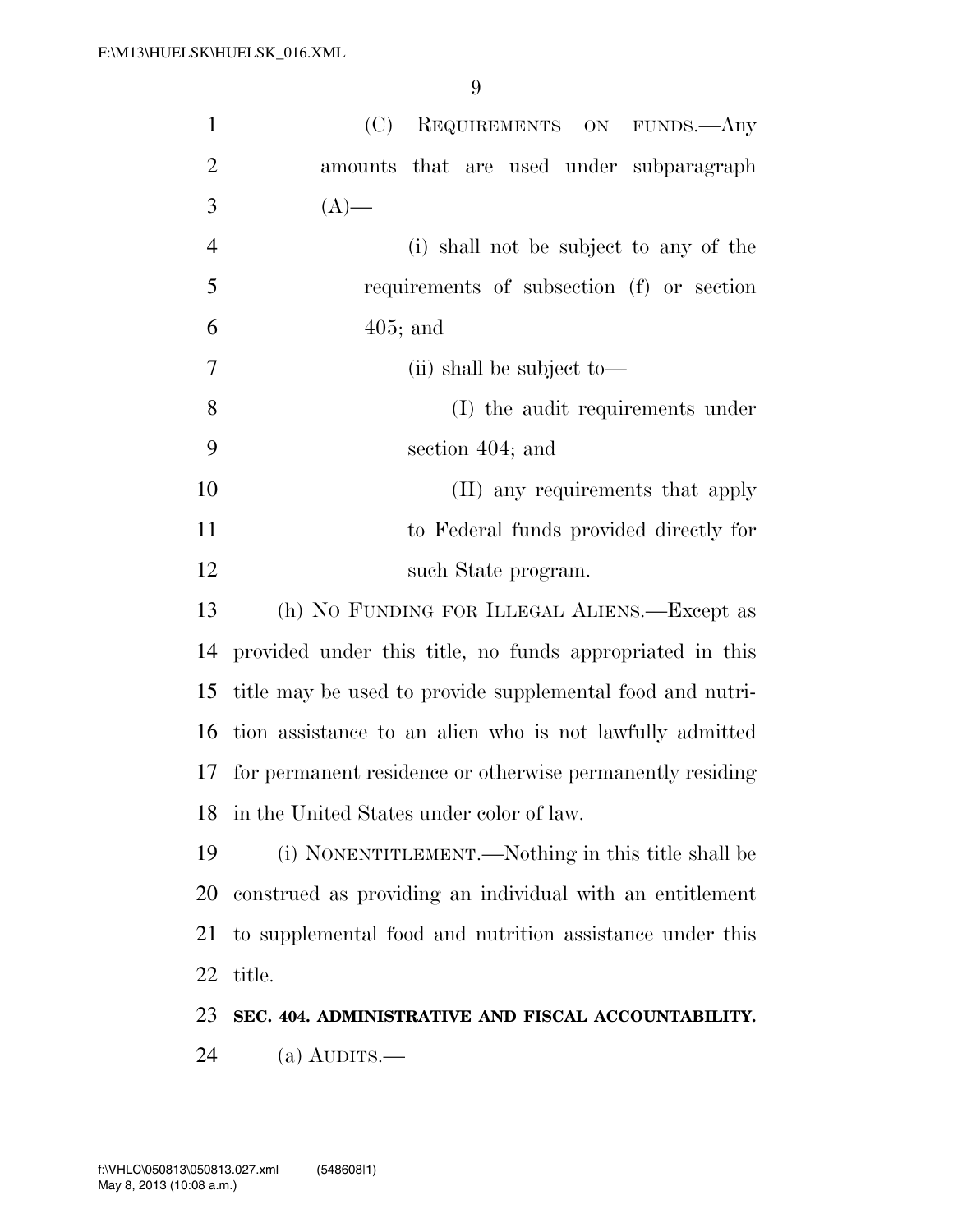(C) REQUIREMENTS ON FUNDS.—Any amounts that are used under subparagraph (A)—

(i) shall not be subject to any of the requirements of subsection (f) or section 405; and

(ii) shall be subject to—

(I) the audit requirements under section 404; and

(II) any requirements that apply to Federal funds provided directly for such State program.

(h) NO FUNDING FOR ILLEGAL ALIENS.—Except as provided under this title, no funds appropriated in this title may be used to provide supplemental food and nutrition assistance to an alien who is not lawfully admitted for permanent residence or otherwise permanently residing in the United States under color of law.

(i) NONENTITLEMENT.—Nothing in this title shall be construed as providing an individual with an entitlement to supplemental food and nutrition assistance under this title.

**SEC. 404. ADMINISTRATIVE AND FISCAL ACCOUNTABILITY.**

(a) AUDITS.—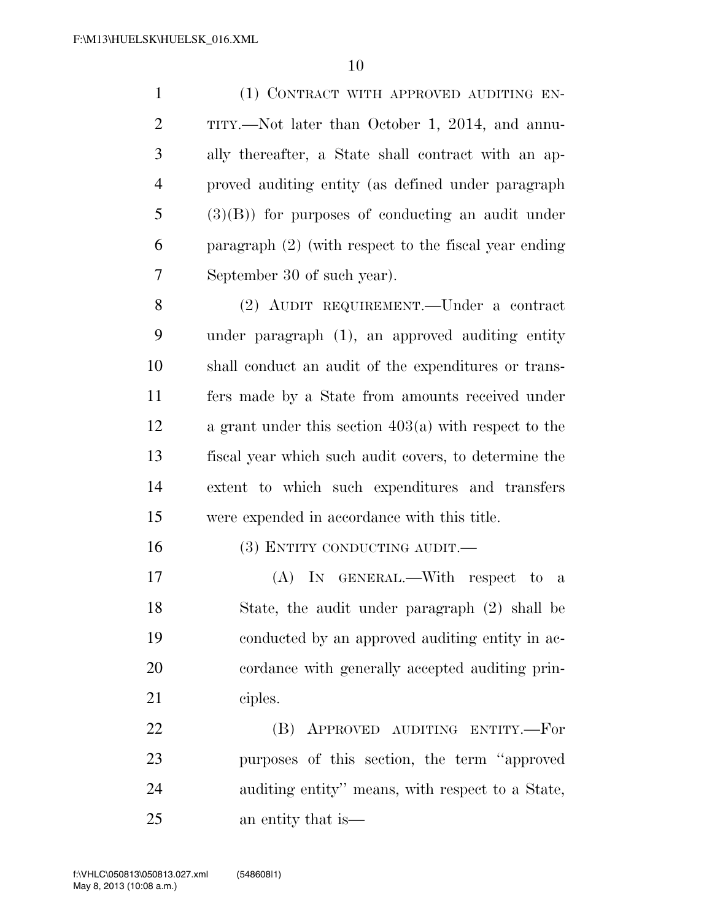(1) CONTRACT WITH APPROVED AUDITING ENTITY.—Not later than October 1, 2014, and annually thereafter, a State shall contract with an approved auditing entity (as defined under paragraph (3)(B)) for purposes of conducting an audit under paragraph (2) (with respect to the fiscal year ending September 30 of such year).

(2) AUDIT REQUIREMENT.—Under a contract under paragraph (1), an approved auditing entity shall conduct an audit of the expenditures or transfers made by a State from amounts received under a grant under this section 403(a) with respect to the fiscal year which such audit covers, to determine the extent to which such expenditures and transfers were expended in accordance with this title.

(3) ENTITY CONDUCTING AUDIT.—

(A) IN GENERAL.—With respect to a State, the audit under paragraph (2) shall be conducted by an approved auditing entity in accordance with generally accepted auditing principles.

(B) APPROVED AUDITING ENTITY.—For purposes of this section, the term ''approved auditing entity'' means, with respect to a State, an entity that is—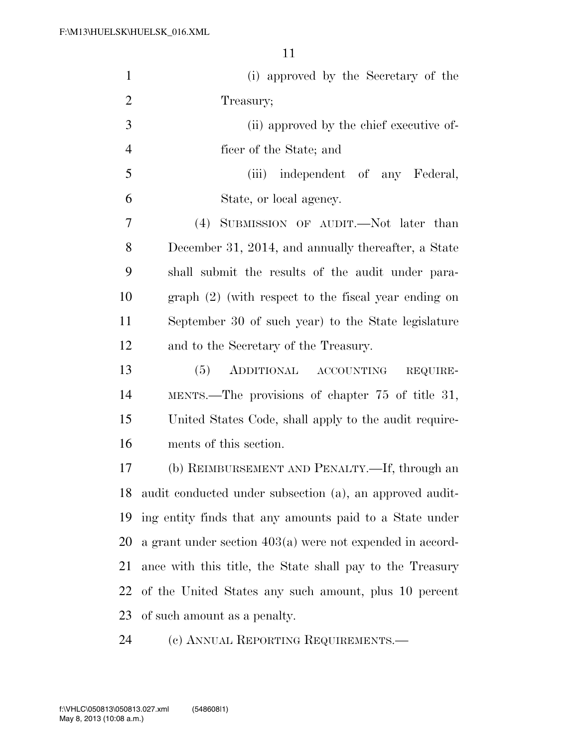(i) approved by the Secretary of the Treasury;

(ii) approved by the chief executive officer of the State; and

(iii) independent of any Federal, State, or local agency.

(4) SUBMISSION OF AUDIT.—Not later than December 31, 2014, and annually thereafter, a State shall submit the results of the audit under paragraph (2) (with respect to the fiscal year ending on September 30 of such year) to the State legislature and to the Secretary of the Treasury.

(5) ADDITIONAL ACCOUNTING REQUIREMENTS.—The provisions of chapter 75 of title 31, United States Code, shall apply to the audit requirements of this section.

(b) REIMBURSEMENT AND PENALTY.—If, through an audit conducted under subsection (a), an approved auditing entity finds that any amounts paid to a State under a grant under section 403(a) were not expended in accordance with this title, the State shall pay to the Treasury of the United States any such amount, plus 10 percent of such amount as a penalty.

(c) ANNUAL REPORTING REQUIREMENTS.—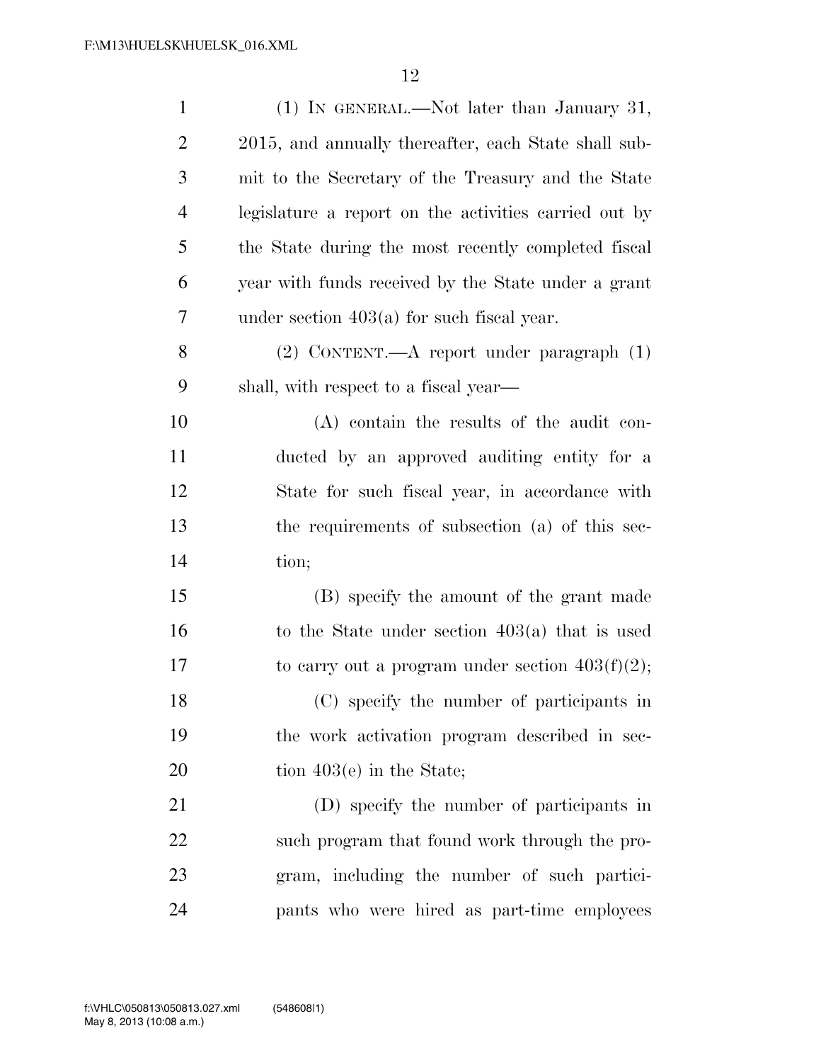(1) IN GENERAL.—Not later than January 31, 2015, and annually thereafter, each State shall submit to the Secretary of the Treasury and the State legislature a report on the activities carried out by the State during the most recently completed fiscal year with funds received by the State under a grant under section 403(a) for such fiscal year.

(2) CONTENT.—A report under paragraph (1) shall, with respect to a fiscal year—

(A) contain the results of the audit conducted by an approved auditing entity for a State for such fiscal year, in accordance with the requirements of subsection (a) of this section;

(B) specify the amount of the grant made to the State under section 403(a) that is used to carry out a program under section 403(f)(2);

(C) specify the number of participants in the work activation program described in section 403(e) in the State;

(D) specify the number of participants in such program that found work through the program, including the number of such participants who were hired as part-time employees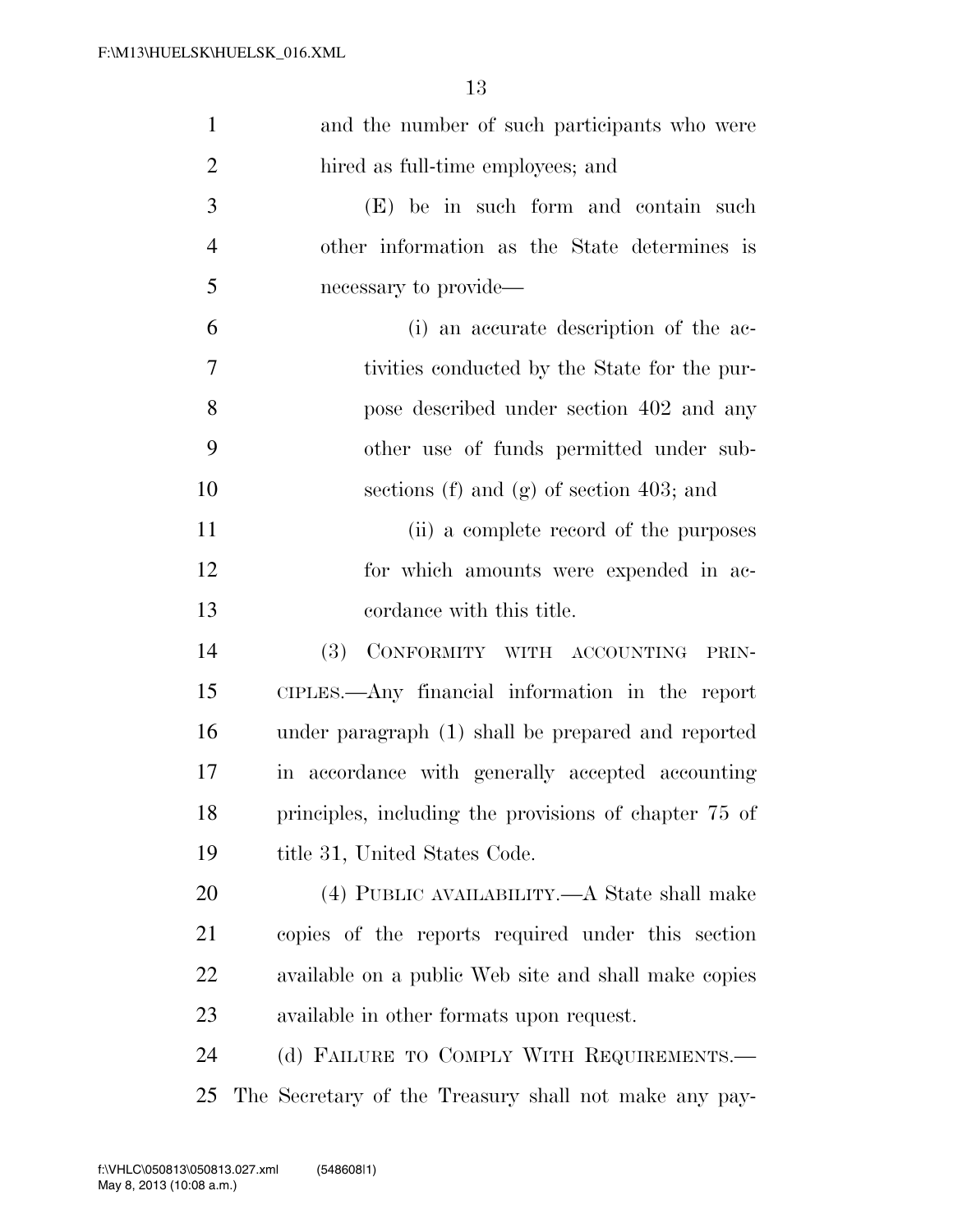and the number of such participants who were hired as full-time employees; and

(E) be in such form and contain such other information as the State determines is necessary to provide—

(i) an accurate description of the activities conducted by the State for the purpose described under section 402 and any other use of funds permitted under subsections (f) and (g) of section 403; and

(ii) a complete record of the purposes for which amounts were expended in accordance with this title.

(3) CONFORMITY WITH ACCOUNTING PRINCIPLES.—Any financial information in the report under paragraph (1) shall be prepared and reported in accordance with generally accepted accounting principles, including the provisions of chapter 75 of title 31, United States Code.

(4) PUBLIC AVAILABILITY.—A State shall make copies of the reports required under this section available on a public Web site and shall make copies available in other formats upon request.

(d) FAILURE TO COMPLY WITH REQUIREMENTS.—The Secretary of the Treasury shall not make any pay-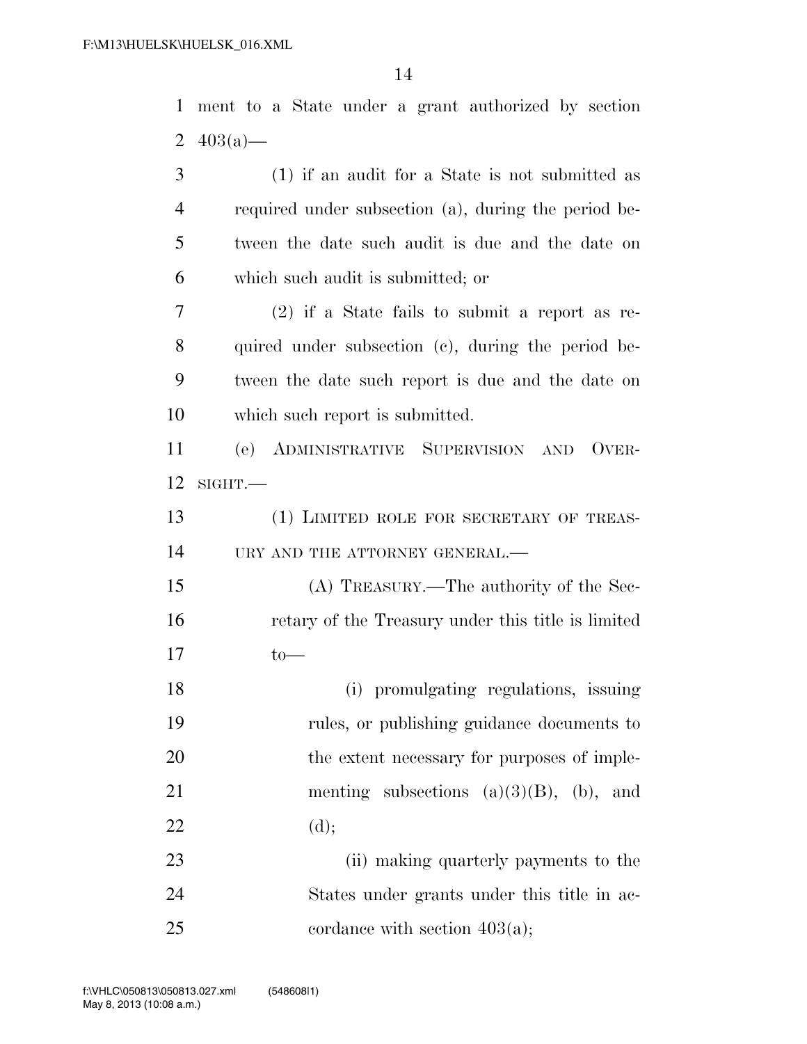ment to a State under a grant authorized by section 403(a)—

(1) if an audit for a State is not submitted as required under subsection (a), during the period between the date such audit is due and the date on which such audit is submitted; or

(2) if a State fails to submit a report as required under subsection (c), during the period between the date such report is due and the date on which such report is submitted.

(e) ADMINISTRATIVE SUPERVISION AND OVERSIGHT.—

(1) LIMITED ROLE FOR SECRETARY OF TREASURY AND THE ATTORNEY GENERAL.—

(A) TREASURY.—The authority of the Secretary of the Treasury under this title is limited to—

(i) promulgating regulations, issuing rules, or publishing guidance documents to the extent necessary for purposes of implementing subsections (a)(3)(B), (b), and (d);

(ii) making quarterly payments to the States under grants under this title in accordance with section 403(a);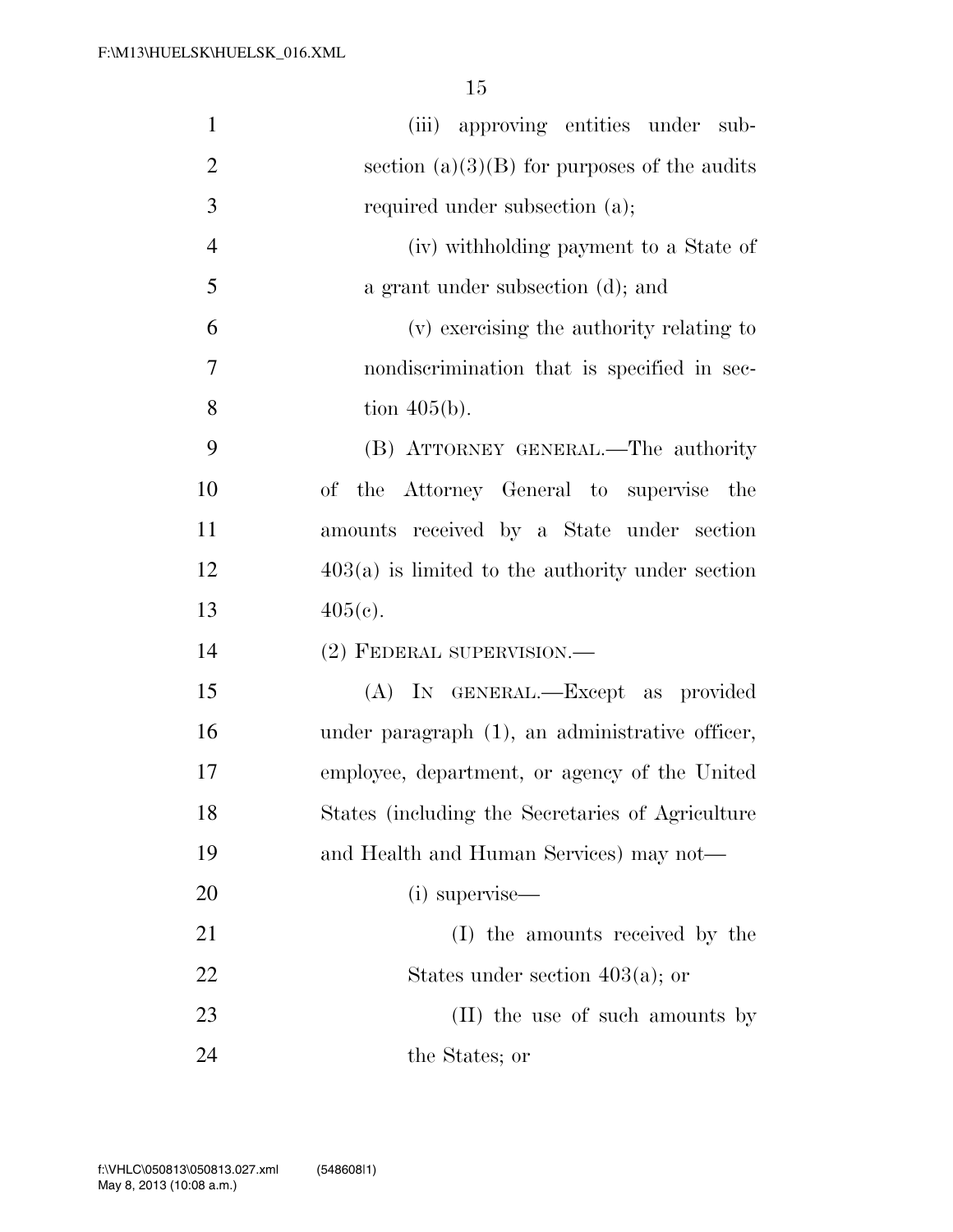(iii) approving entities under subsection (a)(3)(B) for purposes of the audits required under subsection (a);

(iv) withholding payment to a State of a grant under subsection (d); and

(v) exercising the authority relating to nondiscrimination that is specified in section 405(b).

(B) ATTORNEY GENERAL.—The authority of the Attorney General to supervise the amounts received by a State under section 403(a) is limited to the authority under section 405(c).

(2) FEDERAL SUPERVISION.—

(A) IN GENERAL.—Except as provided under paragraph (1), an administrative officer, employee, department, or agency of the United States (including the Secretaries of Agriculture and Health and Human Services) may not—

(i) supervise—

(I) the amounts received by the States under section 403(a); or

(II) the use of such amounts by the States; or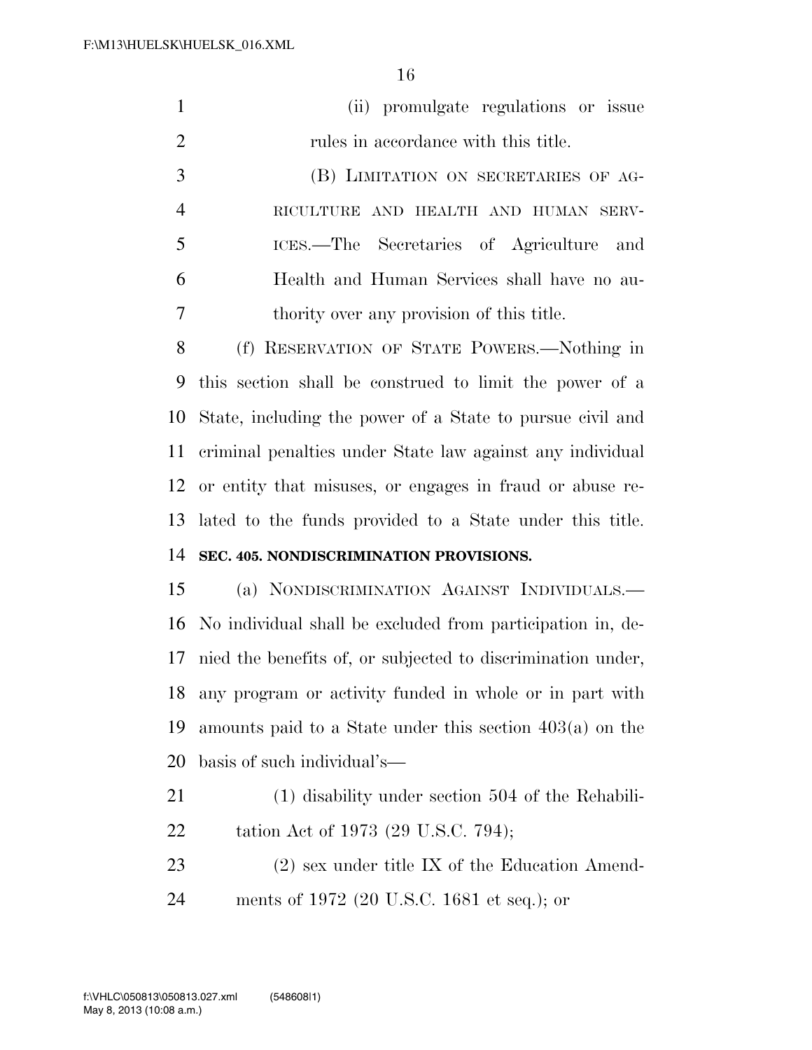(ii) promulgate regulations or issue rules in accordance with this title.

(B) LIMITATION ON SECRETARIES OF AGRICULTURE AND HEALTH AND HUMAN SERVICES.—The Secretaries of Agriculture and Health and Human Services shall have no authority over any provision of this title.

(f) RESERVATION OF STATE POWERS.—Nothing in this section shall be construed to limit the power of a State, including the power of a State to pursue civil and criminal penalties under State law against any individual or entity that misuses, or engages in fraud or abuse related to the funds provided to a State under this title.

**SEC. 405. NONDISCRIMINATION PROVISIONS.**

(a) NONDISCRIMINATION AGAINST INDIVIDUALS.—No individual shall be excluded from participation in, denied the benefits of, or subjected to discrimination under, any program or activity funded in whole or in part with amounts paid to a State under this section 403(a) on the basis of such individual's—

(1) disability under section 504 of the Rehabilitation Act of 1973 (29 U.S.C. 794);

(2) sex under title IX of the Education Amendments of 1972 (20 U.S.C. 1681 et seq.); or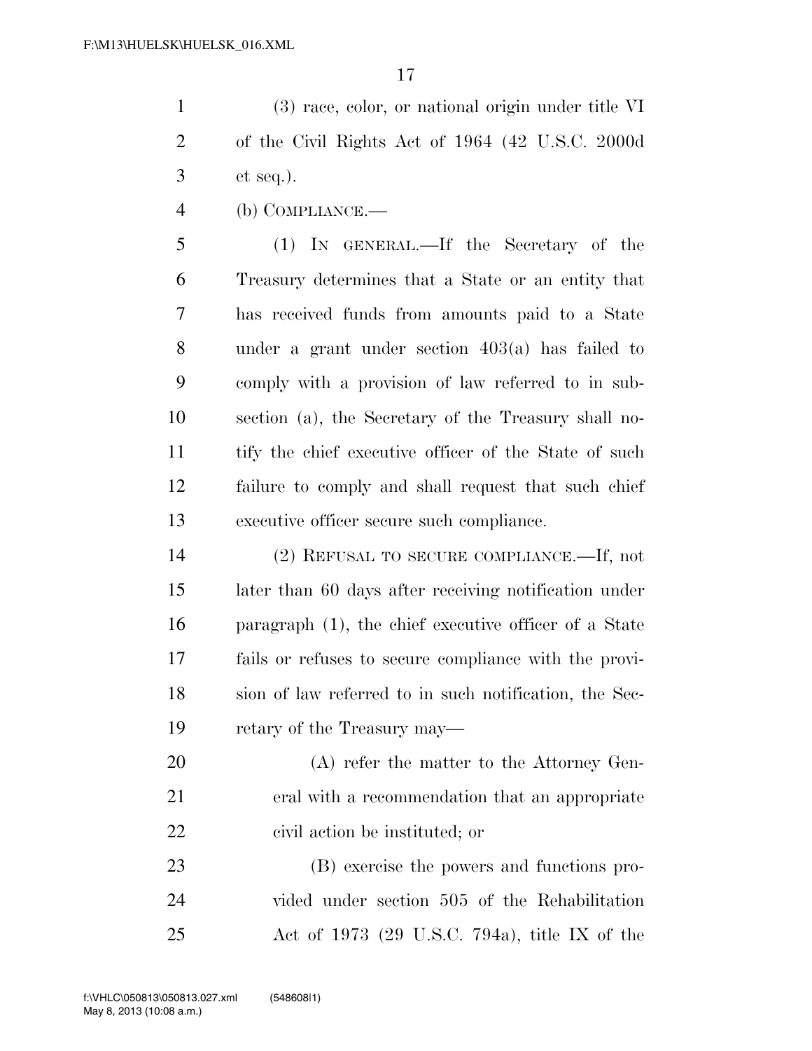(3) race, color, or national origin under title VI of the Civil Rights Act of 1964 (42 U.S.C. 2000d et seq.).

(b) COMPLIANCE.—

(1) IN GENERAL.—If the Secretary of the Treasury determines that a State or an entity that has received funds from amounts paid to a State under a grant under section 403(a) has failed to comply with a provision of law referred to in subsection (a), the Secretary of the Treasury shall notify the chief executive officer of the State of such failure to comply and shall request that such chief executive officer secure such compliance.

(2) REFUSAL TO SECURE COMPLIANCE.—If, not later than 60 days after receiving notification under paragraph (1), the chief executive officer of a State fails or refuses to secure compliance with the provision of law referred to in such notification, the Secretary of the Treasury may—

(A) refer the matter to the Attorney General with a recommendation that an appropriate civil action be instituted; or

(B) exercise the powers and functions provided under section 505 of the Rehabilitation Act of 1973 (29 U.S.C. 794a), title IX of the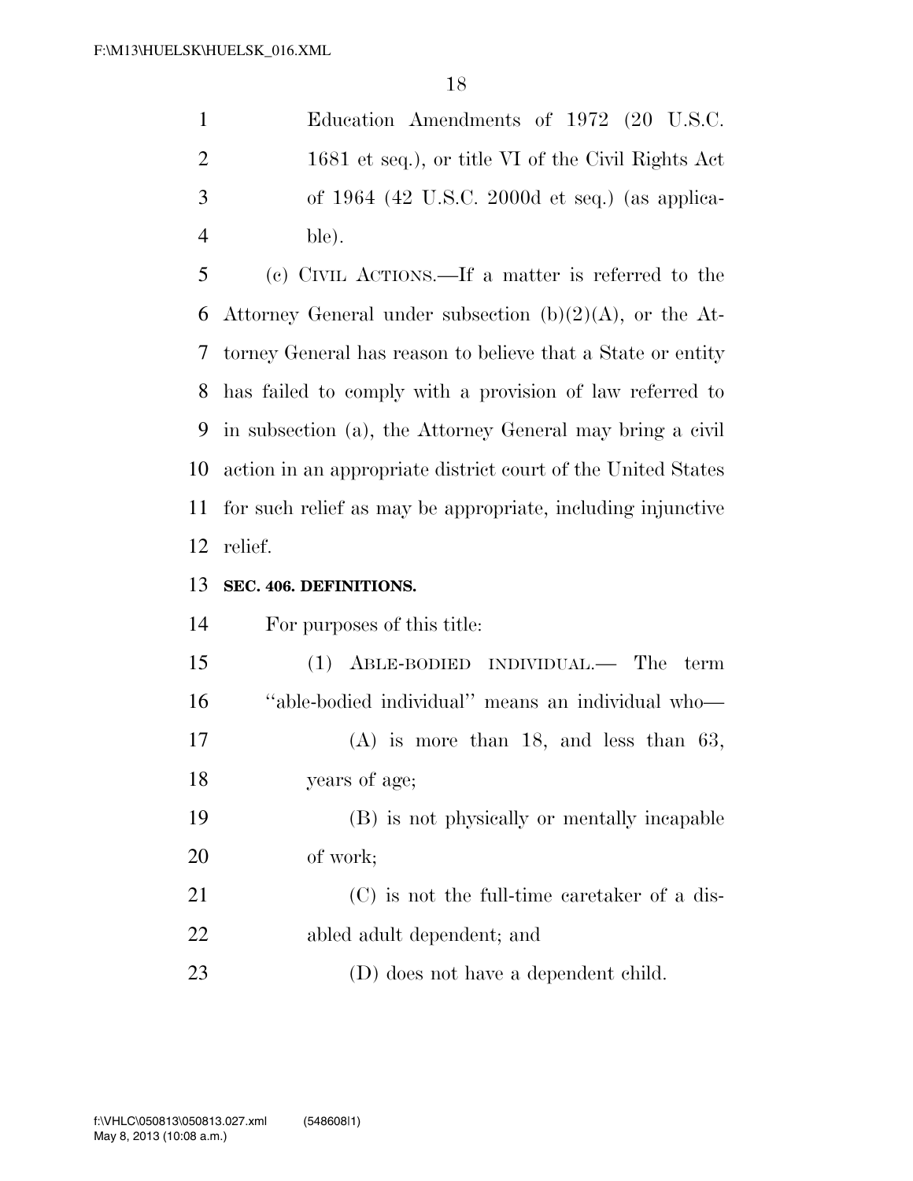Education Amendments of 1972 (20 U.S.C. 1681 et seq.), or title VI of the Civil Rights Act of 1964 (42 U.S.C. 2000d et seq.) (as applicable).

(c) CIVIL ACTIONS.—If a matter is referred to the Attorney General under subsection (b)(2)(A), or the Attorney General has reason to believe that a State or entity has failed to comply with a provision of law referred to in subsection (a), the Attorney General may bring a civil action in an appropriate district court of the United States for such relief as may be appropriate, including injunctive relief.

**SEC. 406. DEFINITIONS.**

For purposes of this title:

(1) ABLE-BODIED INDIVIDUAL.— The term ''able-bodied individual'' means an individual who—

(A) is more than 18, and less than 63, years of age;

(B) is not physically or mentally incapable of work;

(C) is not the full-time caretaker of a disabled adult dependent; and

(D) does not have a dependent child.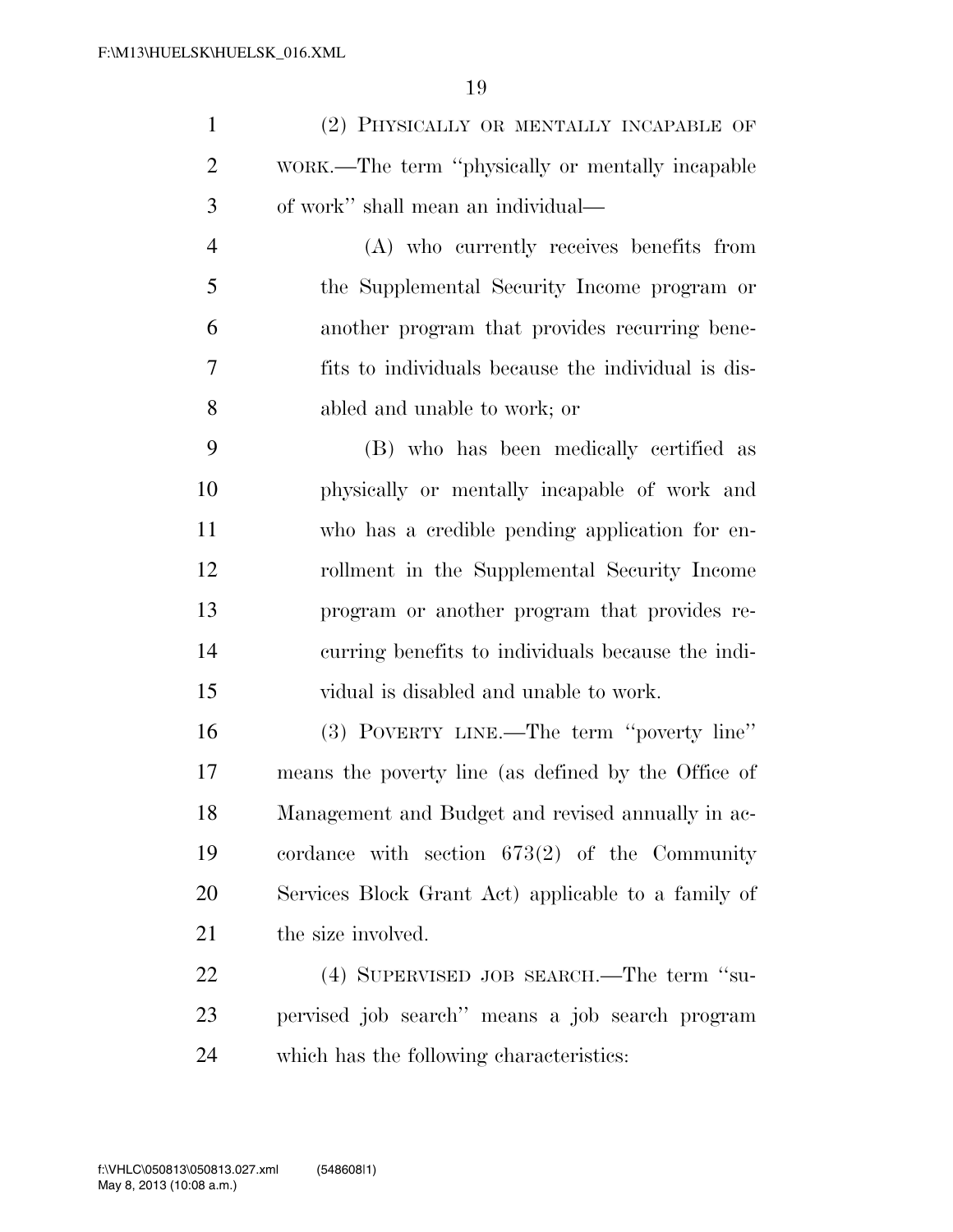(2) PHYSICALLY OR MENTALLY INCAPABLE OF WORK.—The term "physically or mentally incapable of work" shall mean an individual—

(A) who currently receives benefits from the Supplemental Security Income program or another program that provides recurring benefits to individuals because the individual is disabled and unable to work; or

(B) who has been medically certified as physically or mentally incapable of work and who has a credible pending application for enrollment in the Supplemental Security Income program or another program that provides recurring benefits to individuals because the individual is disabled and unable to work.

(3) POVERTY LINE.—The term "poverty line" means the poverty line (as defined by the Office of Management and Budget and revised annually in accordance with section 673(2) of the Community Services Block Grant Act) applicable to a family of the size involved.

(4) SUPERVISED JOB SEARCH.—The term "supervised job search" means a job search program which has the following characteristics: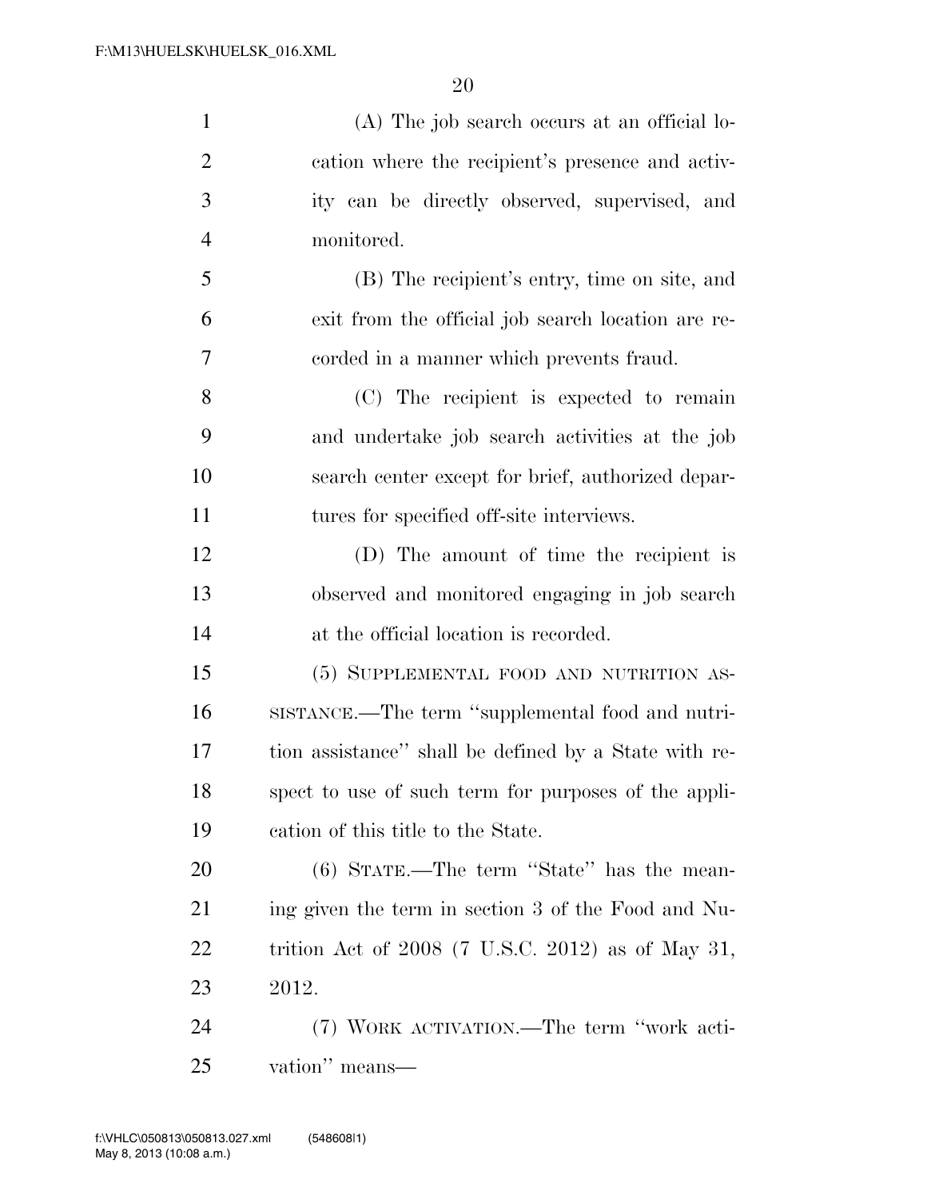(A) The job search occurs at an official location where the recipient's presence and activity can be directly observed, supervised, and monitored.

(B) The recipient's entry, time on site, and exit from the official job search location are recorded in a manner which prevents fraud.

(C) The recipient is expected to remain and undertake job search activities at the job search center except for brief, authorized departures for specified off-site interviews.

(D) The amount of time the recipient is observed and monitored engaging in job search at the official location is recorded.

(5) SUPPLEMENTAL FOOD AND NUTRITION ASSISTANCE.—The term "supplemental food and nutrition assistance" shall be defined by a State with respect to use of such term for purposes of the application of this title to the State.

(6) STATE.—The term "State" has the meaning given the term in section 3 of the Food and Nutrition Act of 2008 (7 U.S.C. 2012) as of May 31, 2012.

(7) WORK ACTIVATION.—The term "work activation" means—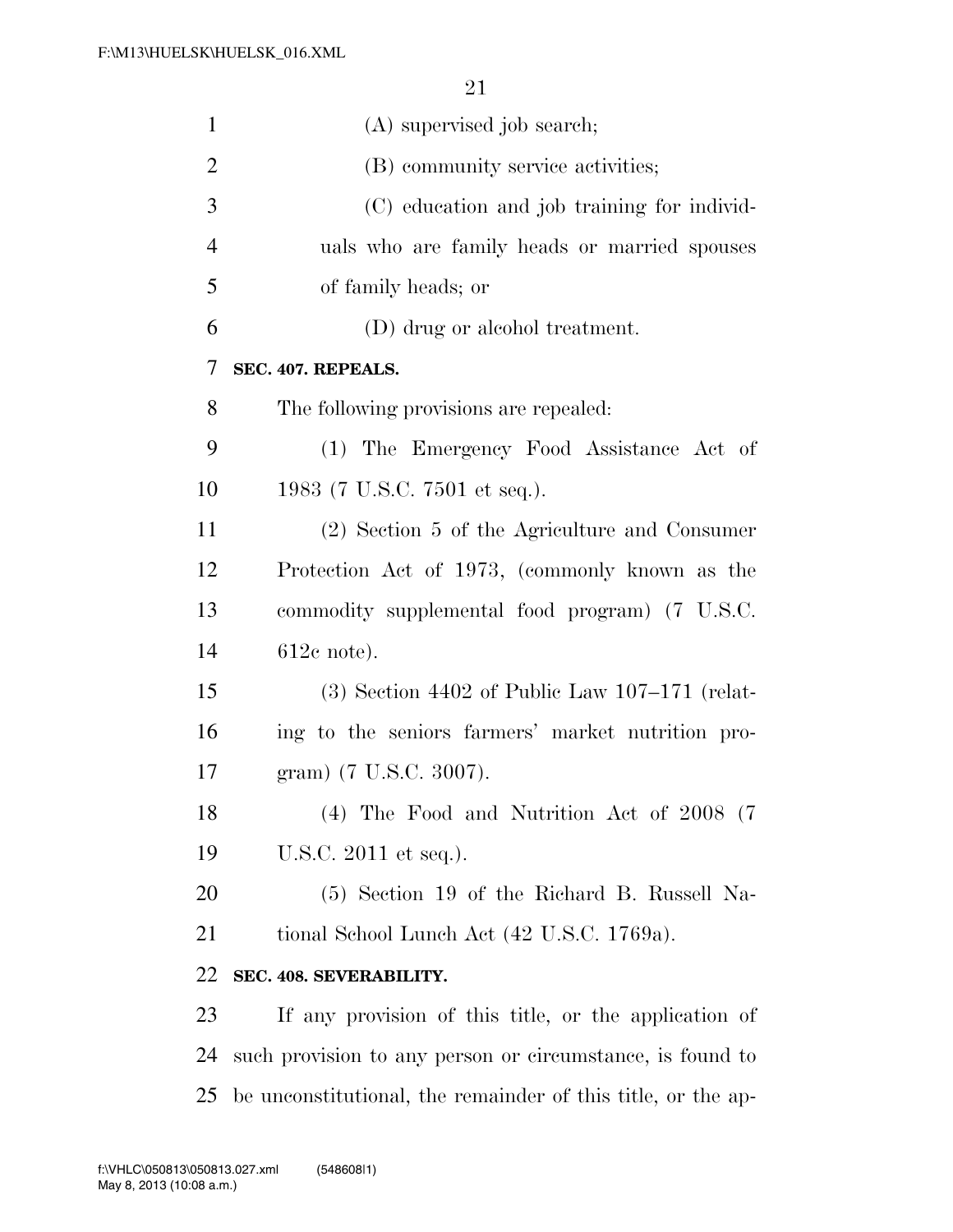(A) supervised job search;

(B) community service activities;

(C) education and job training for individuals who are family heads or married spouses of family heads; or

(D) drug or alcohol treatment.

**SEC. 407. REPEALS.**

The following provisions are repealed:

(1) The Emergency Food Assistance Act of 1983 (7 U.S.C. 7501 et seq.).

(2) Section 5 of the Agriculture and Consumer Protection Act of 1973, (commonly known as the commodity supplemental food program) (7 U.S.C. 612c note).

(3) Section 4402 of Public Law 107–171 (relating to the seniors farmers' market nutrition program) (7 U.S.C. 3007).

(4) The Food and Nutrition Act of 2008 (7 U.S.C. 2011 et seq.).

(5) Section 19 of the Richard B. Russell National School Lunch Act (42 U.S.C. 1769a).

**SEC. 408. SEVERABILITY.**

If any provision of this title, or the application of such provision to any person or circumstance, is found to be unconstitutional, the remainder of this title, or the ap-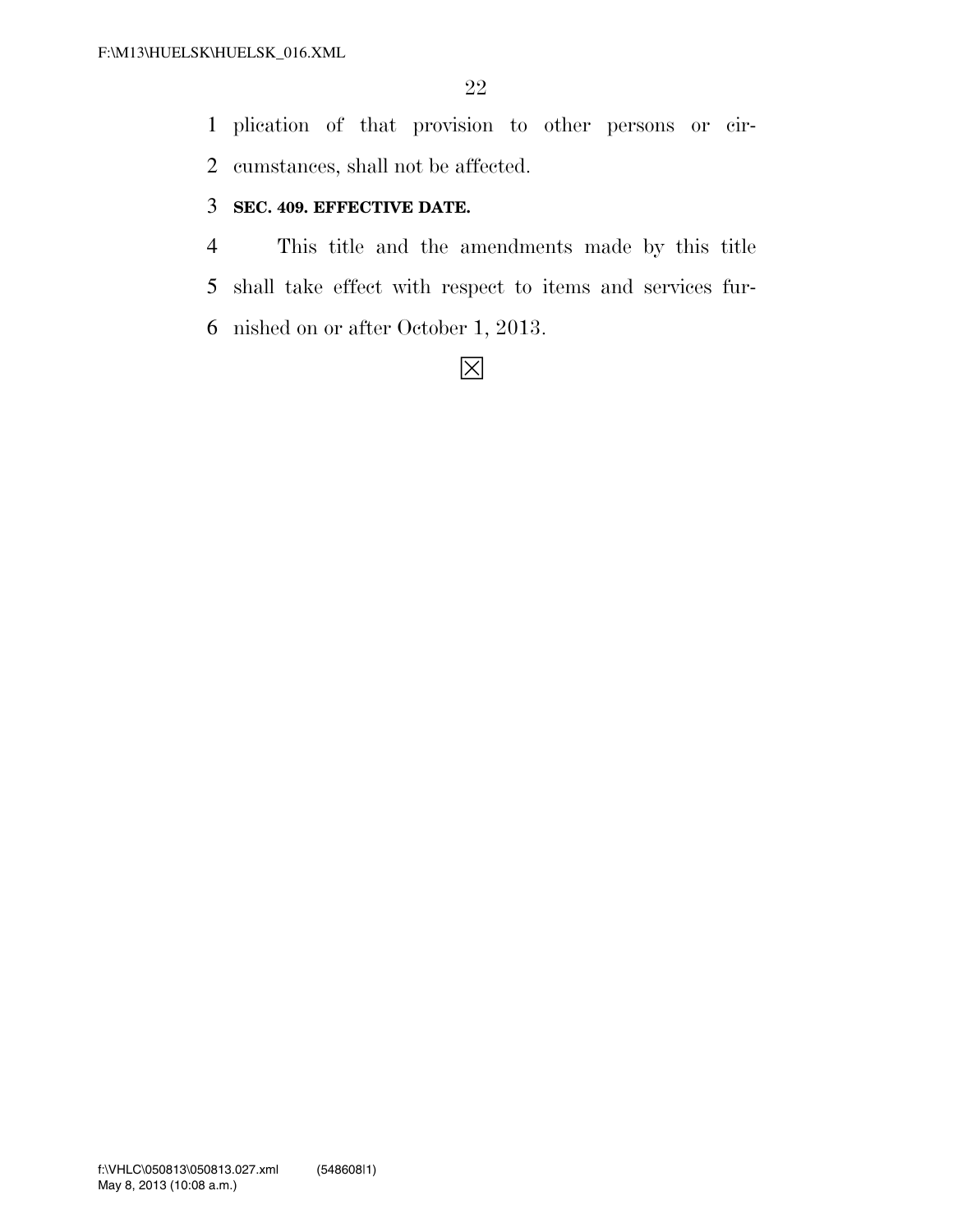plication of that provision to other persons or circumstances, shall not be affected.

**SEC. 409. EFFECTIVE DATE.**

This title and the amendments made by this title shall take effect with respect to items and services furnished on or after October 1, 2013.